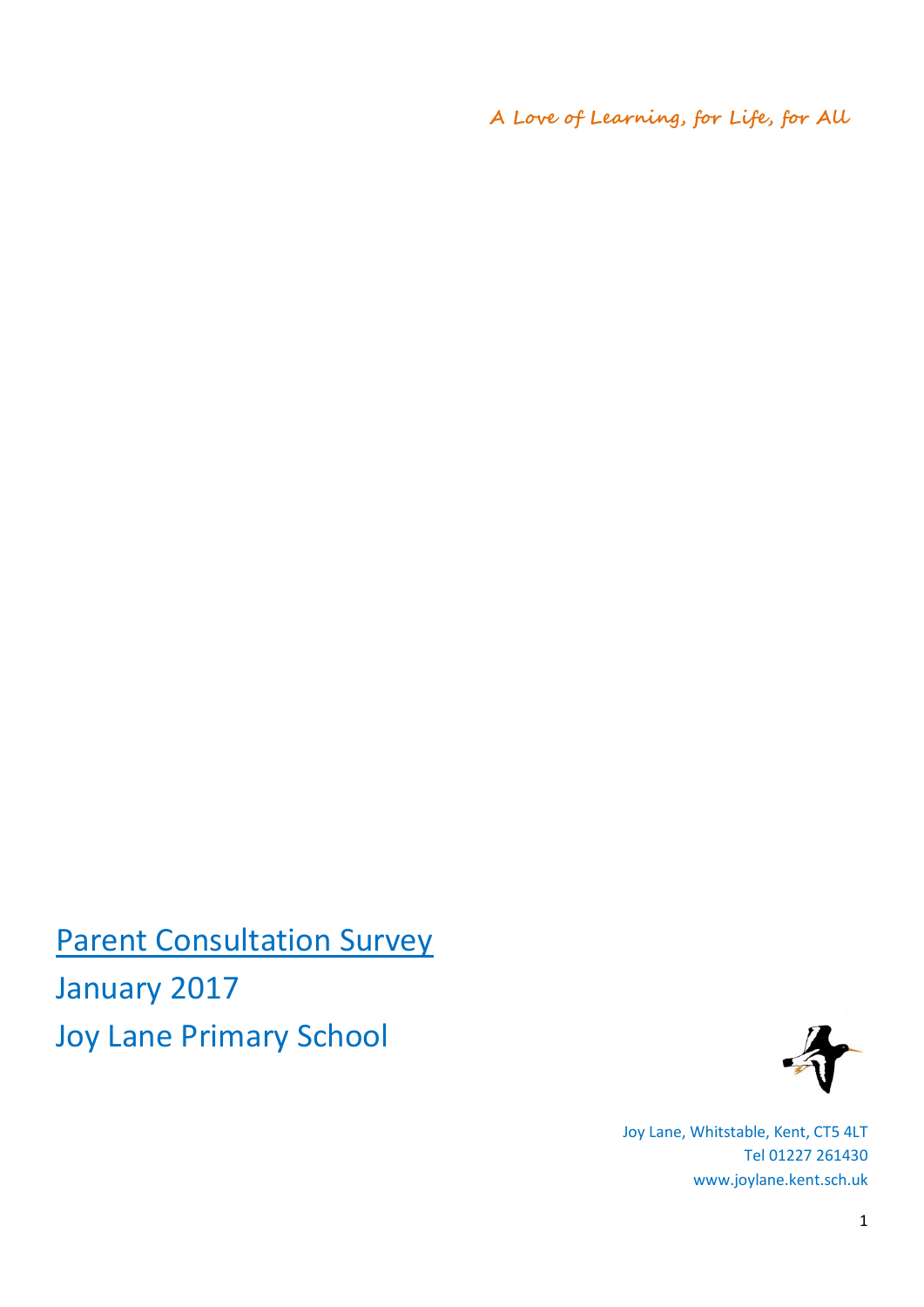*A Love of Learning, for Life, for All*

# Parent Consultation Survey

January 2017

Joy Lane Primary School

Joy Lane, Whitstable, Kent, CT5 4LT
Tel 01227 261430
www.joylane.kent.sch.uk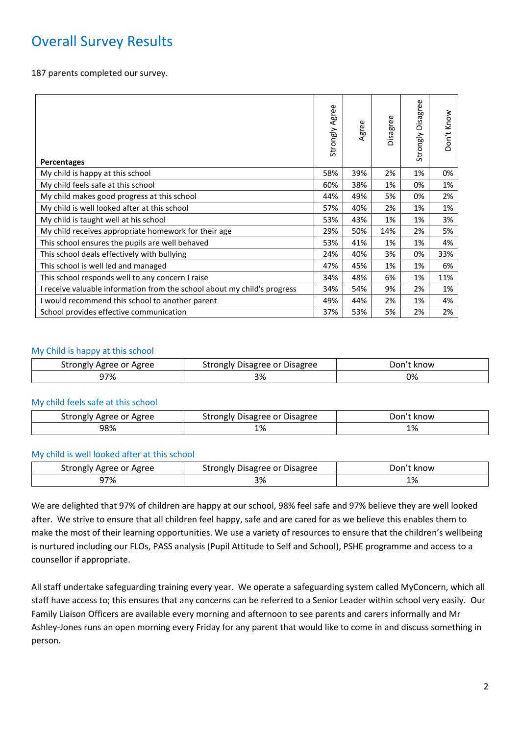# Overall Survey Results

187 parents completed our survey.

| Percentages | Strongly Agree | Agree | Disagree | Strongly Disagree | Don't Know |
|---|---|---|---|---|---|
| My child is happy at this school | 58% | 39% | 2% | 1% | 0% |
| My child feels safe at this school | 60% | 38% | 1% | 0% | 1% |
| My child makes good progress at this school | 44% | 49% | 5% | 0% | 2% |
| My child is well looked after at this school | 57% | 40% | 2% | 1% | 1% |
| My child is taught well at his school | 53% | 43% | 1% | 1% | 3% |
| My child receives appropriate homework for their age | 29% | 50% | 14% | 2% | 5% |
| This school ensures the pupils are well behaved | 53% | 41% | 1% | 1% | 4% |
| This school deals effectively with bullying | 24% | 40% | 3% | 0% | 33% |
| This school is well led and managed | 47% | 45% | 1% | 1% | 6% |
| This school responds well to any concern I raise | 34% | 48% | 6% | 1% | 11% |
| I receive valuable information from the school about my child's progress | 34% | 54% | 9% | 2% | 1% |
| I would recommend this school to another parent | 49% | 44% | 2% | 1% | 4% |
| School provides effective communication | 37% | 53% | 5% | 2% | 2% |

## My Child is happy at this school

| Strongly Agree or Agree | Strongly Disagree or Disagree | Don't know |
|---|---|---|
| 97% | 3% | 0% |

## My child feels safe at this school

| Strongly Agree or Agree | Strongly Disagree or Disagree | Don't know |
|---|---|---|
| 98% | 1% | 1% |

## My child is well looked after at this school

| Strongly Agree or Agree | Strongly Disagree or Disagree | Don't know |
|---|---|---|
| 97% | 3% | 1% |

We are delighted that 97% of children are happy at our school, 98% feel safe and 97% believe they are well looked after. We strive to ensure that all children feel happy, safe and are cared for as we believe this enables them to make the most of their learning opportunities. We use a variety of resources to ensure that the children's wellbeing is nurtured including our FLOs, PASS analysis (Pupil Attitude to Self and School), PSHE programme and access to a counsellor if appropriate.

All staff undertake safeguarding training every year. We operate a safeguarding system called MyConcern, which all staff have access to; this ensures that any concerns can be referred to a Senior Leader within school very easily. Our Family Liaison Officers are available every morning and afternoon to see parents and carers informally and Mr Ashley-Jones runs an open morning every Friday for any parent that would like to come in and discuss something in person.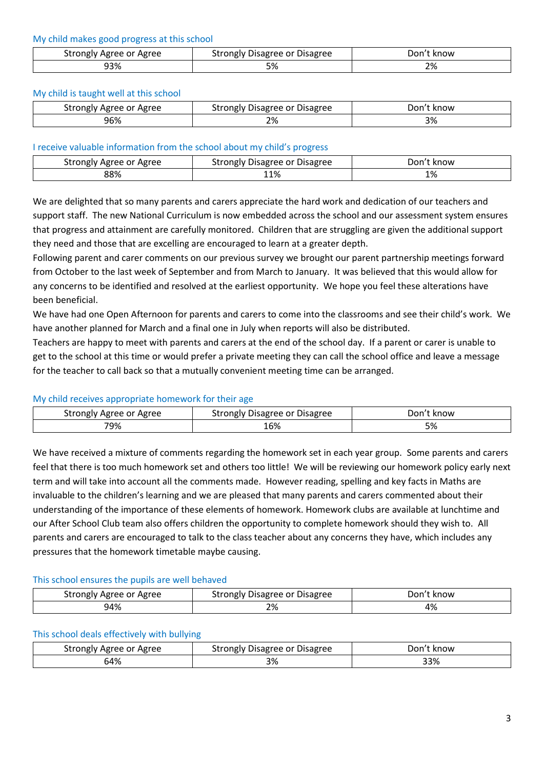### My child makes good progress at this school

| Strongly Agree or Agree | Strongly Disagree or Disagree | Don't know |
|---|---|---|
| 93% | 5% | 2% |

### My child is taught well at this school

| Strongly Agree or Agree | Strongly Disagree or Disagree | Don't know |
|---|---|---|
| 96% | 2% | 3% |

### I receive valuable information from the school about my child's progress

| Strongly Agree or Agree | Strongly Disagree or Disagree | Don't know |
|---|---|---|
| 88% | 11% | 1% |

We are delighted that so many parents and carers appreciate the hard work and dedication of our teachers and support staff. The new National Curriculum is now embedded across the school and our assessment system ensures that progress and attainment are carefully monitored. Children that are struggling are given the additional support they need and those that are excelling are encouraged to learn at a greater depth.

Following parent and carer comments on our previous survey we brought our parent partnership meetings forward from October to the last week of September and from March to January. It was believed that this would allow for any concerns to be identified and resolved at the earliest opportunity. We hope you feel these alterations have been beneficial.

We have had one Open Afternoon for parents and carers to come into the classrooms and see their child's work. We have another planned for March and a final one in July when reports will also be distributed.

Teachers are happy to meet with parents and carers at the end of the school day. If a parent or carer is unable to get to the school at this time or would prefer a private meeting they can call the school office and leave a message for the teacher to call back so that a mutually convenient meeting time can be arranged.

### My child receives appropriate homework for their age

| Strongly Agree or Agree | Strongly Disagree or Disagree | Don't know |
|---|---|---|
| 79% | 16% | 5% |

We have received a mixture of comments regarding the homework set in each year group. Some parents and carers feel that there is too much homework set and others too little! We will be reviewing our homework policy early next term and will take into account all the comments made. However reading, spelling and key facts in Maths are invaluable to the children's learning and we are pleased that many parents and carers commented about their understanding of the importance of these elements of homework. Homework clubs are available at lunchtime and our After School Club team also offers children the opportunity to complete homework should they wish to. All parents and carers are encouraged to talk to the class teacher about any concerns they have, which includes any pressures that the homework timetable maybe causing.

### This school ensures the pupils are well behaved

| Strongly Agree or Agree | Strongly Disagree or Disagree | Don't know |
|---|---|---|
| 94% | 2% | 4% |

### This school deals effectively with bullying

| Strongly Agree or Agree | Strongly Disagree or Disagree | Don't know |
|---|---|---|
| 64% | 3% | 33% |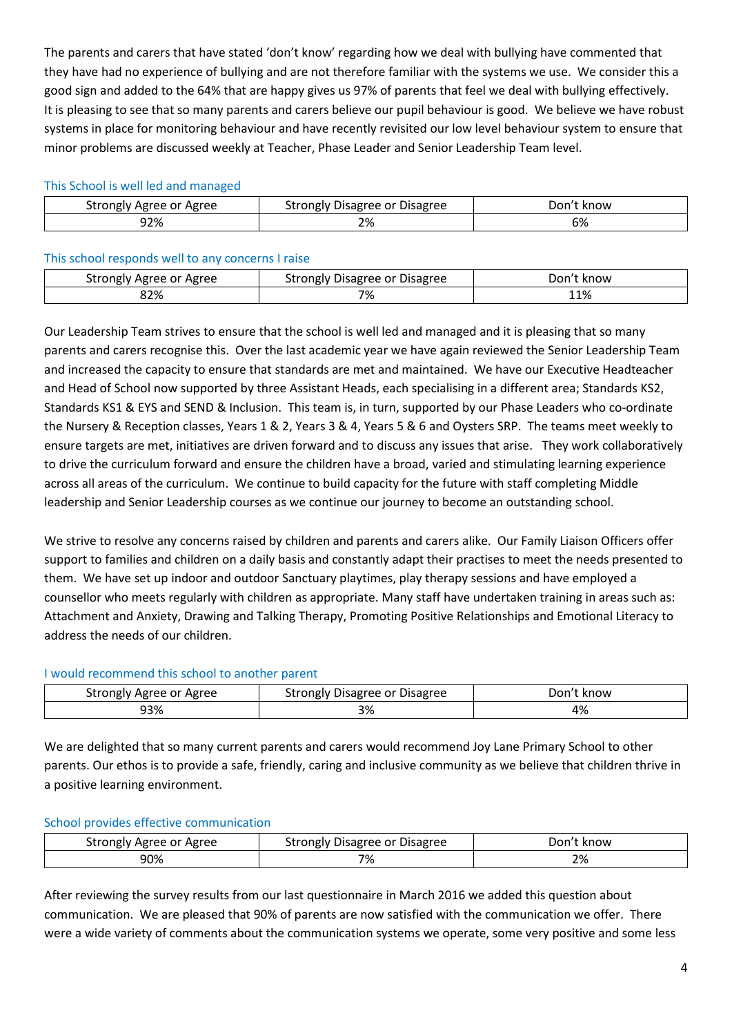The parents and carers that have stated 'don't know' regarding how we deal with bullying have commented that they have had no experience of bullying and are not therefore familiar with the systems we use. We consider this a good sign and added to the 64% that are happy gives us 97% of parents that feel we deal with bullying effectively. It is pleasing to see that so many parents and carers believe our pupil behaviour is good. We believe we have robust systems in place for monitoring behaviour and have recently revisited our low level behaviour system to ensure that minor problems are discussed weekly at Teacher, Phase Leader and Senior Leadership Team level.

### This School is well led and managed

| Strongly Agree or Agree | Strongly Disagree or Disagree | Don't know |
|---|---|---|
| 92% | 2% | 6% |

### This school responds well to any concerns I raise

| Strongly Agree or Agree | Strongly Disagree or Disagree | Don't know |
|---|---|---|
| 82% | 7% | 11% |

Our Leadership Team strives to ensure that the school is well led and managed and it is pleasing that so many parents and carers recognise this. Over the last academic year we have again reviewed the Senior Leadership Team and increased the capacity to ensure that standards are met and maintained. We have our Executive Headteacher and Head of School now supported by three Assistant Heads, each specialising in a different area; Standards KS2, Standards KS1 & EYS and SEND & Inclusion. This team is, in turn, supported by our Phase Leaders who co-ordinate the Nursery & Reception classes, Years 1 & 2, Years 3 & 4, Years 5 & 6 and Oysters SRP. The teams meet weekly to ensure targets are met, initiatives are driven forward and to discuss any issues that arise. They work collaboratively to drive the curriculum forward and ensure the children have a broad, varied and stimulating learning experience across all areas of the curriculum. We continue to build capacity for the future with staff completing Middle leadership and Senior Leadership courses as we continue our journey to become an outstanding school.

We strive to resolve any concerns raised by children and parents and carers alike. Our Family Liaison Officers offer support to families and children on a daily basis and constantly adapt their practises to meet the needs presented to them. We have set up indoor and outdoor Sanctuary playtimes, play therapy sessions and have employed a counsellor who meets regularly with children as appropriate. Many staff have undertaken training in areas such as: Attachment and Anxiety, Drawing and Talking Therapy, Promoting Positive Relationships and Emotional Literacy to address the needs of our children.

### I would recommend this school to another parent

| Strongly Agree or Agree | Strongly Disagree or Disagree | Don't know |
|---|---|---|
| 93% | 3% | 4% |

We are delighted that so many current parents and carers would recommend Joy Lane Primary School to other parents. Our ethos is to provide a safe, friendly, caring and inclusive community as we believe that children thrive in a positive learning environment.

### School provides effective communication

| Strongly Agree or Agree | Strongly Disagree or Disagree | Don't know |
|---|---|---|
| 90% | 7% | 2% |

After reviewing the survey results from our last questionnaire in March 2016 we added this question about communication. We are pleased that 90% of parents are now satisfied with the communication we offer. There were a wide variety of comments about the communication systems we operate, some very positive and some less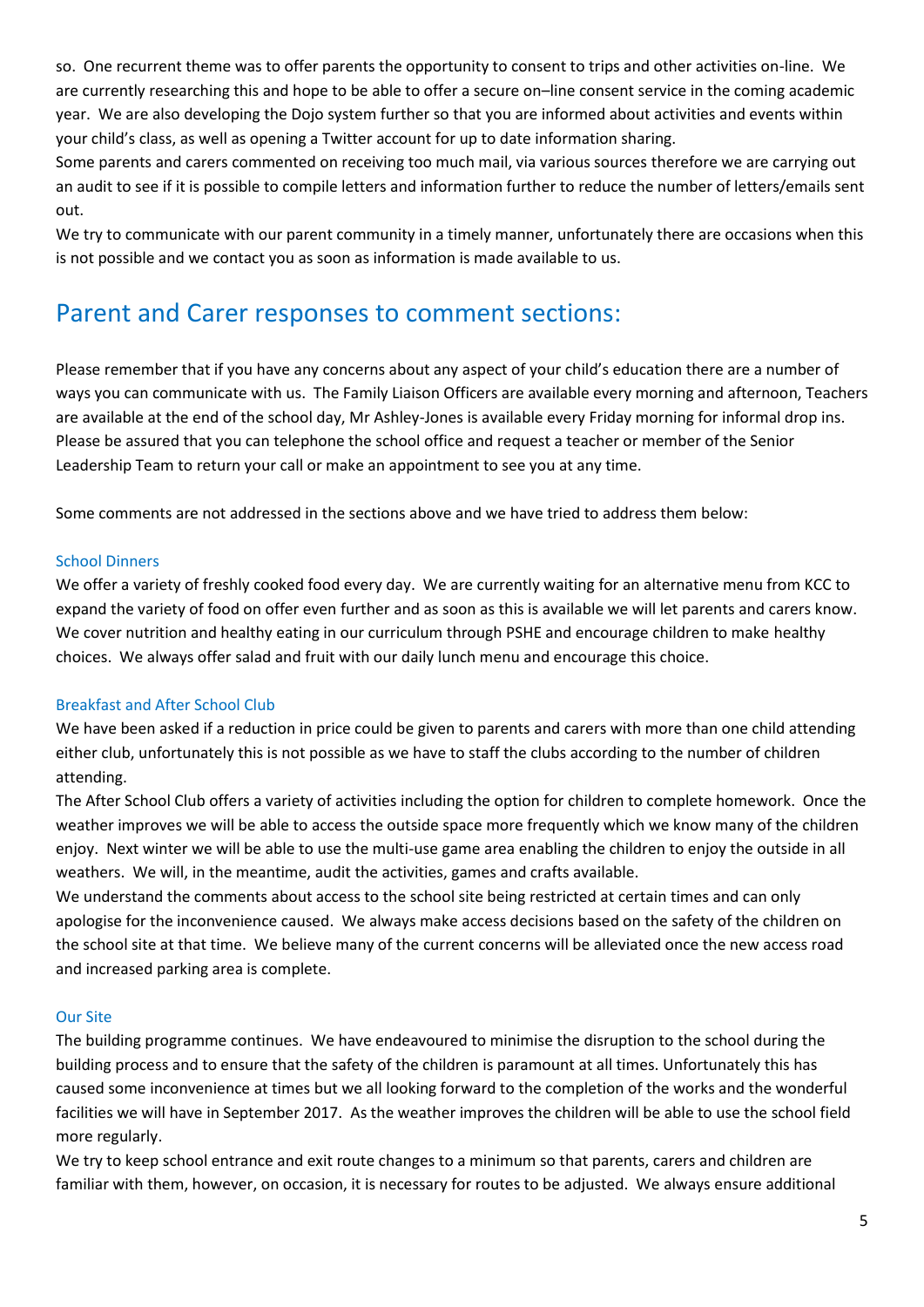so. One recurrent theme was to offer parents the opportunity to consent to trips and other activities on-line. We are currently researching this and hope to be able to offer a secure on–line consent service in the coming academic year. We are also developing the Dojo system further so that you are informed about activities and events within your child's class, as well as opening a Twitter account for up to date information sharing.

Some parents and carers commented on receiving too much mail, via various sources therefore we are carrying out an audit to see if it is possible to compile letters and information further to reduce the number of letters/emails sent out.

We try to communicate with our parent community in a timely manner, unfortunately there are occasions when this is not possible and we contact you as soon as information is made available to us.

## Parent and Carer responses to comment sections:

Please remember that if you have any concerns about any aspect of your child's education there are a number of ways you can communicate with us. The Family Liaison Officers are available every morning and afternoon, Teachers are available at the end of the school day, Mr Ashley-Jones is available every Friday morning for informal drop ins. Please be assured that you can telephone the school office and request a teacher or member of the Senior Leadership Team to return your call or make an appointment to see you at any time.

Some comments are not addressed in the sections above and we have tried to address them below:

### School Dinners

We offer a variety of freshly cooked food every day. We are currently waiting for an alternative menu from KCC to expand the variety of food on offer even further and as soon as this is available we will let parents and carers know. We cover nutrition and healthy eating in our curriculum through PSHE and encourage children to make healthy choices. We always offer salad and fruit with our daily lunch menu and encourage this choice.

### Breakfast and After School Club

We have been asked if a reduction in price could be given to parents and carers with more than one child attending either club, unfortunately this is not possible as we have to staff the clubs according to the number of children attending.

The After School Club offers a variety of activities including the option for children to complete homework. Once the weather improves we will be able to access the outside space more frequently which we know many of the children enjoy. Next winter we will be able to use the multi-use game area enabling the children to enjoy the outside in all weathers. We will, in the meantime, audit the activities, games and crafts available.

We understand the comments about access to the school site being restricted at certain times and can only apologise for the inconvenience caused. We always make access decisions based on the safety of the children on the school site at that time. We believe many of the current concerns will be alleviated once the new access road and increased parking area is complete.

### Our Site

The building programme continues. We have endeavoured to minimise the disruption to the school during the building process and to ensure that the safety of the children is paramount at all times. Unfortunately this has caused some inconvenience at times but we all looking forward to the completion of the works and the wonderful facilities we will have in September 2017. As the weather improves the children will be able to use the school field more regularly.

We try to keep school entrance and exit route changes to a minimum so that parents, carers and children are familiar with them, however, on occasion, it is necessary for routes to be adjusted. We always ensure additional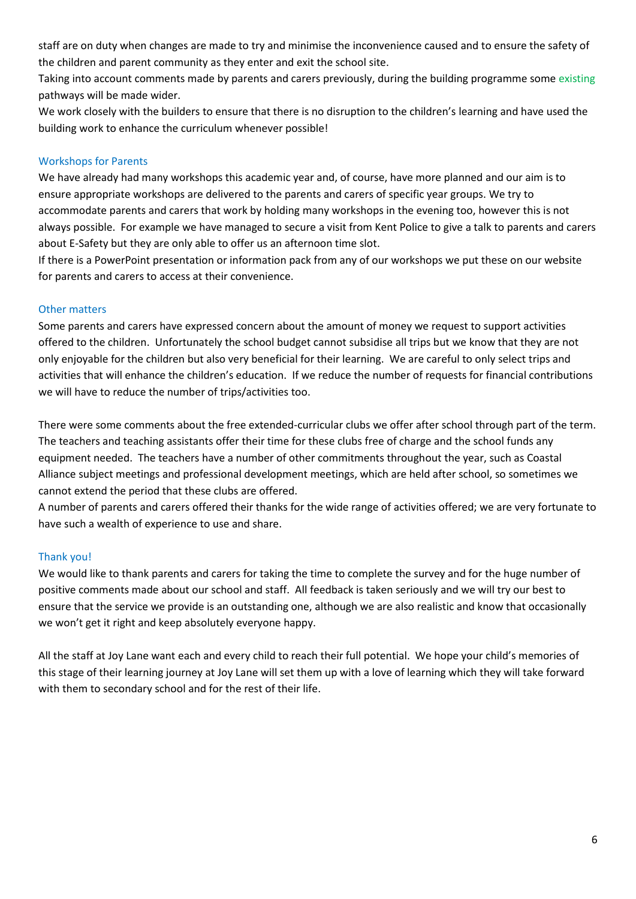staff are on duty when changes are made to try and minimise the inconvenience caused and to ensure the safety of the children and parent community as they enter and exit the school site.

Taking into account comments made by parents and carers previously, during the building programme some existing pathways will be made wider.

We work closely with the builders to ensure that there is no disruption to the children's learning and have used the building work to enhance the curriculum whenever possible!

## Workshops for Parents

We have already had many workshops this academic year and, of course, have more planned and our aim is to ensure appropriate workshops are delivered to the parents and carers of specific year groups. We try to accommodate parents and carers that work by holding many workshops in the evening too, however this is not always possible. For example we have managed to secure a visit from Kent Police to give a talk to parents and carers about E-Safety but they are only able to offer us an afternoon time slot.

If there is a PowerPoint presentation or information pack from any of our workshops we put these on our website for parents and carers to access at their convenience.

## Other matters

Some parents and carers have expressed concern about the amount of money we request to support activities offered to the children. Unfortunately the school budget cannot subsidise all trips but we know that they are not only enjoyable for the children but also very beneficial for their learning. We are careful to only select trips and activities that will enhance the children's education. If we reduce the number of requests for financial contributions we will have to reduce the number of trips/activities too.

There were some comments about the free extended-curricular clubs we offer after school through part of the term. The teachers and teaching assistants offer their time for these clubs free of charge and the school funds any equipment needed. The teachers have a number of other commitments throughout the year, such as Coastal Alliance subject meetings and professional development meetings, which are held after school, so sometimes we cannot extend the period that these clubs are offered.

A number of parents and carers offered their thanks for the wide range of activities offered; we are very fortunate to have such a wealth of experience to use and share.

## Thank you!

We would like to thank parents and carers for taking the time to complete the survey and for the huge number of positive comments made about our school and staff. All feedback is taken seriously and we will try our best to ensure that the service we provide is an outstanding one, although we are also realistic and know that occasionally we won't get it right and keep absolutely everyone happy.

All the staff at Joy Lane want each and every child to reach their full potential. We hope your child's memories of this stage of their learning journey at Joy Lane will set them up with a love of learning which they will take forward with them to secondary school and for the rest of their life.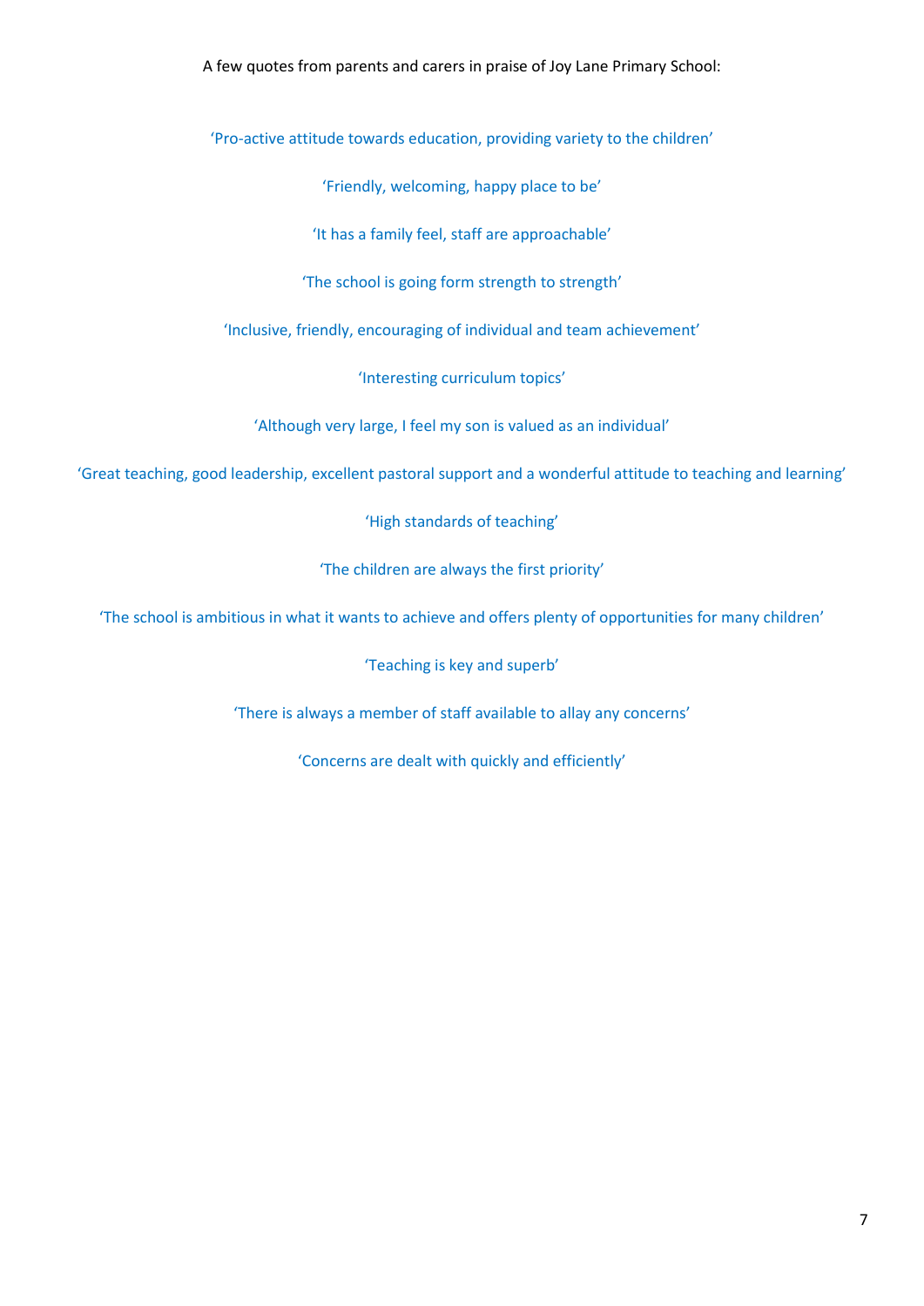A few quotes from parents and carers in praise of Joy Lane Primary School:

‘Pro-active attitude towards education, providing variety to the children’

‘Friendly, welcoming, happy place to be’

‘It has a family feel, staff are approachable’

‘The school is going form strength to strength’

‘Inclusive, friendly, encouraging of individual and team achievement’

‘Interesting curriculum topics’

‘Although very large, I feel my son is valued as an individual’

‘Great teaching, good leadership, excellent pastoral support and a wonderful attitude to teaching and learning’

‘High standards of teaching’

‘The children are always the first priority’

‘The school is ambitious in what it wants to achieve and offers plenty of opportunities for many children’

‘Teaching is key and superb’

‘There is always a member of staff available to allay any concerns’

‘Concerns are dealt with quickly and efficiently’